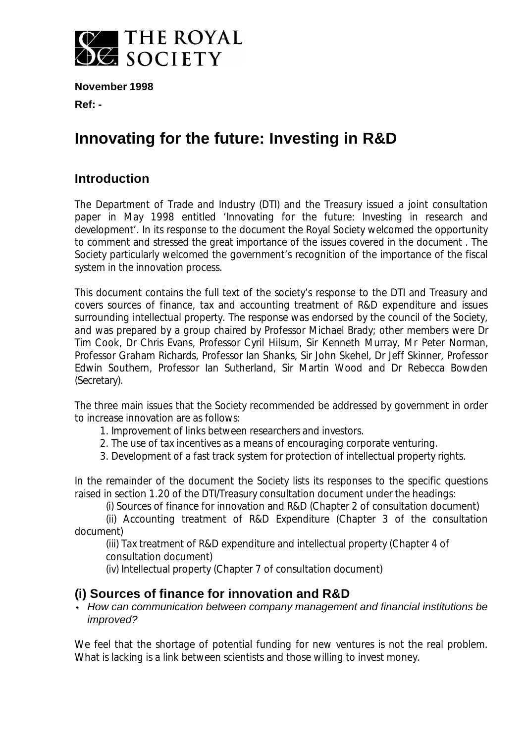THE ROYAL SOCIETY

**November 1998**

**Ref: -**

# Innovating for the future: Investing in R&D

## Introduction

The Department of Trade and Industry (DTI) and the Treasury issued a joint consultation paper in May 1998 entitled 'Innovating for the future: Investing in research and development'. In its response to the document the Royal Society welcomed the opportunity to comment and stressed the great importance of the issues covered in the document . The Society particularly welcomed the government's recognition of the importance of the fiscal system in the innovation process.

This document contains the full text of the society's response to the DTI and Treasury and covers sources of finance, tax and accounting treatment of R&D expenditure and issues surrounding intellectual property. The response was endorsed by the council of the Society, and was prepared by a group chaired by Professor Michael Brady; other members were Dr Tim Cook, Dr Chris Evans, Professor Cyril Hilsum, Sir Kenneth Murray, Mr Peter Norman, Professor Graham Richards, Professor Ian Shanks, Sir John Skehel, Dr Jeff Skinner, Professor Edwin Southern, Professor Ian Sutherland, Sir Martin Wood and Dr Rebecca Bowden (Secretary).

The three main issues that the Society recommended be addressed by government in order to increase innovation are as follows:

1. Improvement of links between researchers and investors.
2. The use of tax incentives as a means of encouraging corporate venturing.
3. Development of a fast track system for protection of intellectual property rights.

In the remainder of the document the Society lists its responses to the specific questions raised in section 1.20 of the DTI/Treasury consultation document under the headings:

(i) Sources of finance for innovation and R&D (Chapter 2 of consultation document)

(ii) Accounting treatment of R&D Expenditure (Chapter 3 of the consultation document)

(iii) Tax treatment of R&D expenditure and intellectual property (Chapter 4 of consultation document)

(iv) Intellectual property (Chapter 7 of consultation document)

## (i) Sources of finance for innovation and R&D

- *How can communication between company management and financial institutions be improved?*

We feel that the shortage of potential funding for new ventures is not the real problem. What is lacking is a link between scientists and those willing to invest money.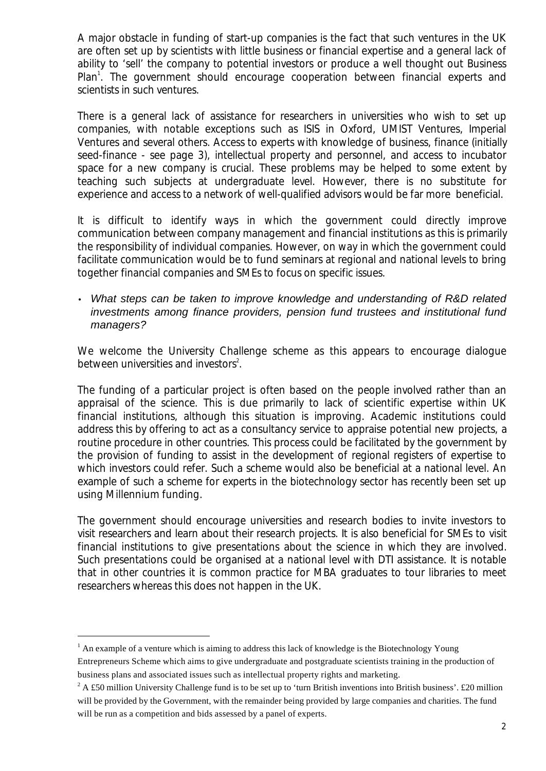A major obstacle in funding of start-up companies is the fact that such ventures in the UK are often set up by scientists with little business or financial expertise and a general lack of ability to 'sell' the company to potential investors or produce a well thought out Business Plan[1]. The government should encourage cooperation between financial experts and scientists in such ventures.

There is a general lack of assistance for researchers in universities who wish to set up companies, with notable exceptions such as ISIS in Oxford, UMIST Ventures, Imperial Ventures and several others. Access to experts with knowledge of business, finance (initially seed-finance - see page 3), intellectual property and personnel, and access to incubator space for a new company is crucial. These problems may be helped to some extent by teaching such subjects at undergraduate level. However, there is no substitute for experience and access to a network of well-qualified advisors would be far more beneficial.

It is difficult to identify ways in which the government could directly improve communication between company management and financial institutions as this is primarily the responsibility of individual companies. However, on way in which the government could facilitate communication would be to fund seminars at regional and national levels to bring together financial companies and SMEs to focus on specific issues.

- *What steps can be taken to improve knowledge and understanding of R&D related investments among finance providers, pension fund trustees and institutional fund managers?*

We welcome the University Challenge scheme as this appears to encourage dialogue between universities and investors[2].

The funding of a particular project is often based on the people involved rather than an appraisal of the science. This is due primarily to lack of scientific expertise within UK financial institutions, although this situation is improving. Academic institutions could address this by offering to act as a consultancy service to appraise potential new projects, a routine procedure in other countries. This process could be facilitated by the government by the provision of funding to assist in the development of regional registers of expertise to which investors could refer. Such a scheme would also be beneficial at a national level. An example of such a scheme for experts in the biotechnology sector has recently been set up using Millennium funding.

The government should encourage universities and research bodies to invite investors to visit researchers and learn about their research projects. It is also beneficial for SMEs to visit financial institutions to give presentations about the science in which they are involved. Such presentations could be organised at a national level with DTI assistance. It is notable that in other countries it is common practice for MBA graduates to tour libraries to meet researchers whereas this does not happen in the UK.

---

[1] An example of a venture which is aiming to address this lack of knowledge is the Biotechnology Young Entrepreneurs Scheme which aims to give undergraduate and postgraduate scientists training in the production of business plans and associated issues such as intellectual property rights and marketing.

[2] A £50 million University Challenge fund is to be set up to 'turn British inventions into British business'. £20 million will be provided by the Government, with the remainder being provided by large companies and charities. The fund will be run as a competition and bids assessed by a panel of experts.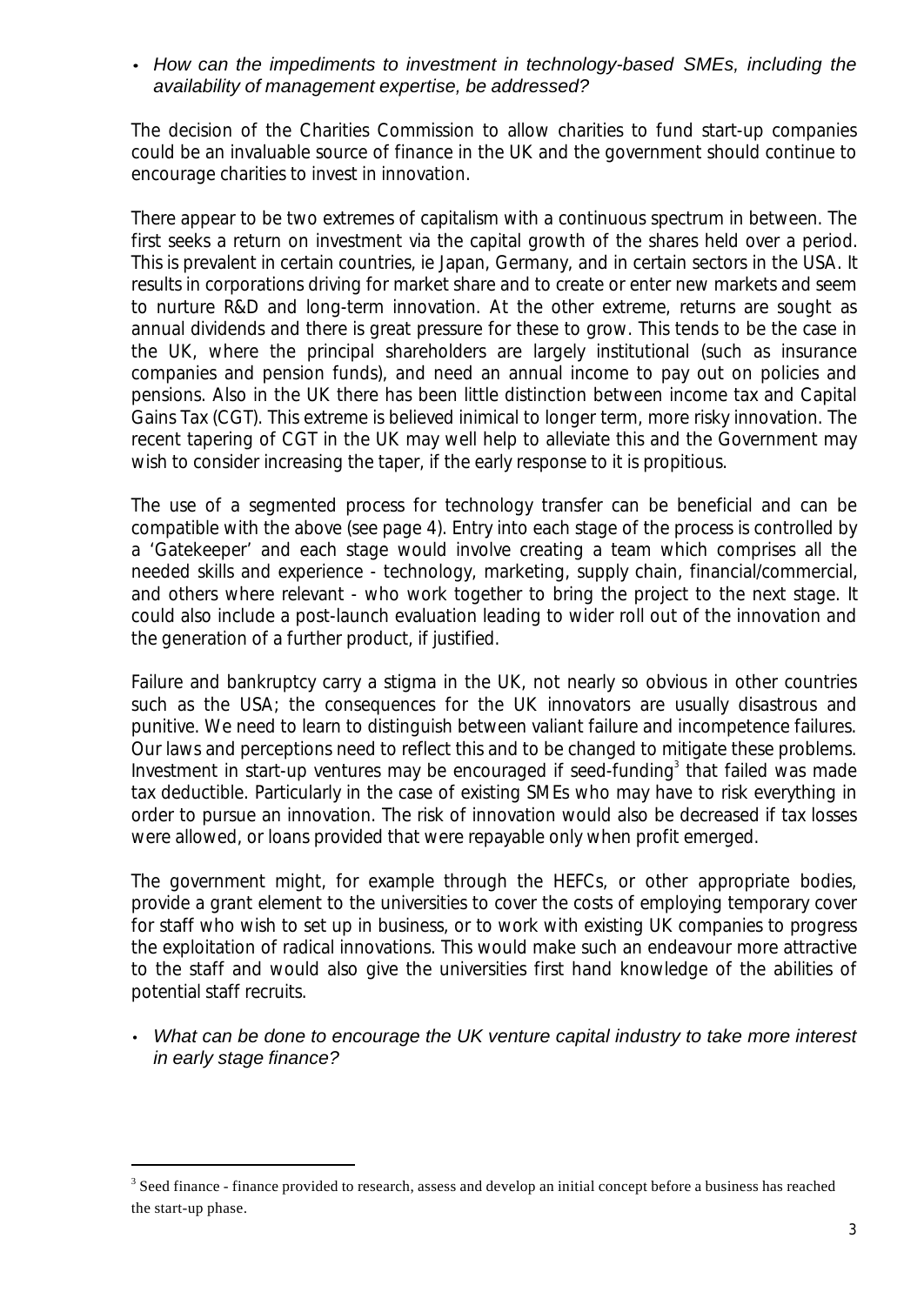- *How can the impediments to investment in technology-based SMEs, including the availability of management expertise, be addressed?*

The decision of the Charities Commission to allow charities to fund start-up companies could be an invaluable source of finance in the UK and the government should continue to encourage charities to invest in innovation.

There appear to be two extremes of capitalism with a continuous spectrum in between. The first seeks a return on investment via the capital growth of the shares held over a period. This is prevalent in certain countries, ie Japan, Germany, and in certain sectors in the USA. It results in corporations driving for market share and to create or enter new markets and seem to nurture R&D and long-term innovation. At the other extreme, returns are sought as annual dividends and there is great pressure for these to grow. This tends to be the case in the UK, where the principal shareholders are largely institutional (such as insurance companies and pension funds), and need an annual income to pay out on policies and pensions. Also in the UK there has been little distinction between income tax and Capital Gains Tax (CGT). This extreme is believed inimical to longer term, more risky innovation. The recent tapering of CGT in the UK may well help to alleviate this and the Government may wish to consider increasing the taper, if the early response to it is propitious.

The use of a segmented process for technology transfer can be beneficial and can be compatible with the above (see page 4). Entry into each stage of the process is controlled by a 'Gatekeeper' and each stage would involve creating a team which comprises all the needed skills and experience - technology, marketing, supply chain, financial/commercial, and others where relevant - who work together to bring the project to the next stage. It could also include a post-launch evaluation leading to wider roll out of the innovation and the generation of a further product, if justified.

Failure and bankruptcy carry a stigma in the UK, not nearly so obvious in other countries such as the USA; the consequences for the UK innovators are usually disastrous and punitive. We need to learn to distinguish between valiant failure and incompetence failures. Our laws and perceptions need to reflect this and to be changed to mitigate these problems. Investment in start-up ventures may be encouraged if seed-funding[3] that failed was made tax deductible. Particularly in the case of existing SMEs who may have to risk everything in order to pursue an innovation. The risk of innovation would also be decreased if tax losses were allowed, or loans provided that were repayable only when profit emerged.

The government might, for example through the HEFCs, or other appropriate bodies, provide a grant element to the universities to cover the costs of employing temporary cover for staff who wish to set up in business, or to work with existing UK companies to progress the exploitation of radical innovations. This would make such an endeavour more attractive to the staff and would also give the universities first hand knowledge of the abilities of potential staff recruits.

- *What can be done to encourage the UK venture capital industry to take more interest in early stage finance?*

---

[3] Seed finance - finance provided to research, assess and develop an initial concept before a business has reached the start-up phase.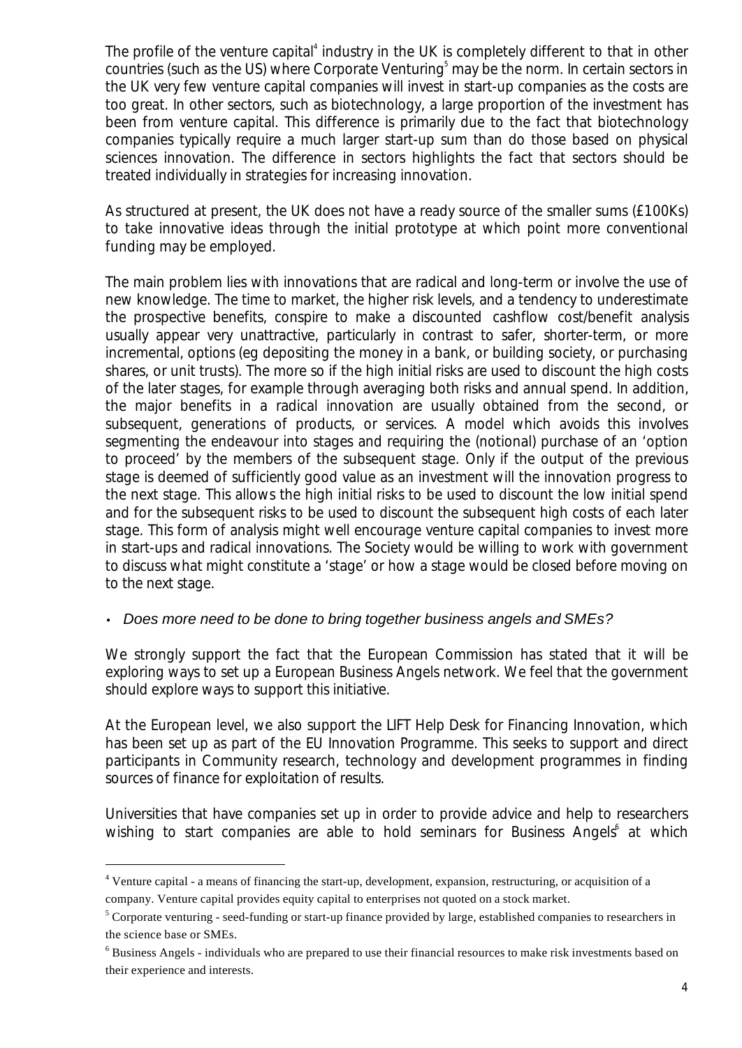The profile of the venture capital[4] industry in the UK is completely different to that in other countries (such as the US) where Corporate Venturing[5] may be the norm. In certain sectors in the UK very few venture capital companies will invest in start-up companies as the costs are too great. In other sectors, such as biotechnology, a large proportion of the investment has been from venture capital. This difference is primarily due to the fact that biotechnology companies typically require a much larger start-up sum than do those based on physical sciences innovation. The difference in sectors highlights the fact that sectors should be treated individually in strategies for increasing innovation.

As structured at present, the UK does not have a ready source of the smaller sums (£100Ks) to take innovative ideas through the initial prototype at which point more conventional funding may be employed.

The main problem lies with innovations that are radical and long-term or involve the use of new knowledge. The time to market, the higher risk levels, and a tendency to underestimate the prospective benefits, conspire to make a discounted cashflow cost/benefit analysis usually appear very unattractive, particularly in contrast to safer, shorter-term, or more incremental, options (eg depositing the money in a bank, or building society, or purchasing shares, or unit trusts). The more so if the high initial risks are used to discount the high costs of the later stages, for example through averaging both risks and annual spend. In addition, the major benefits in a radical innovation are usually obtained from the second, or subsequent, generations of products, or services. A model which avoids this involves segmenting the endeavour into stages and requiring the (notional) purchase of an 'option to proceed' by the members of the subsequent stage. Only if the output of the previous stage is deemed of sufficiently good value as an investment will the innovation progress to the next stage. This allows the high initial risks to be used to discount the low initial spend and for the subsequent risks to be used to discount the subsequent high costs of each later stage. This form of analysis might well encourage venture capital companies to invest more in start-ups and radical innovations. The Society would be willing to work with government to discuss what might constitute a 'stage' or how a stage would be closed before moving on to the next stage.

- *Does more need to be done to bring together business angels and SMEs?*

We strongly support the fact that the European Commission has stated that it will be exploring ways to set up a European Business Angels network. We feel that the government should explore ways to support this initiative.

At the European level, we also support the LIFT Help Desk for Financing Innovation, which has been set up as part of the EU Innovation Programme. This seeks to support and direct participants in Community research, technology and development programmes in finding sources of finance for exploitation of results.

Universities that have companies set up in order to provide advice and help to researchers wishing to start companies are able to hold seminars for Business Angels[6] at which

---

[4] Venture capital - a means of financing the start-up, development, expansion, restructuring, or acquisition of a company. Venture capital provides equity capital to enterprises not quoted on a stock market.

[5] Corporate venturing - seed-funding or start-up finance provided by large, established companies to researchers in the science base or SMEs.

[6] Business Angels - individuals who are prepared to use their financial resources to make risk investments based on their experience and interests.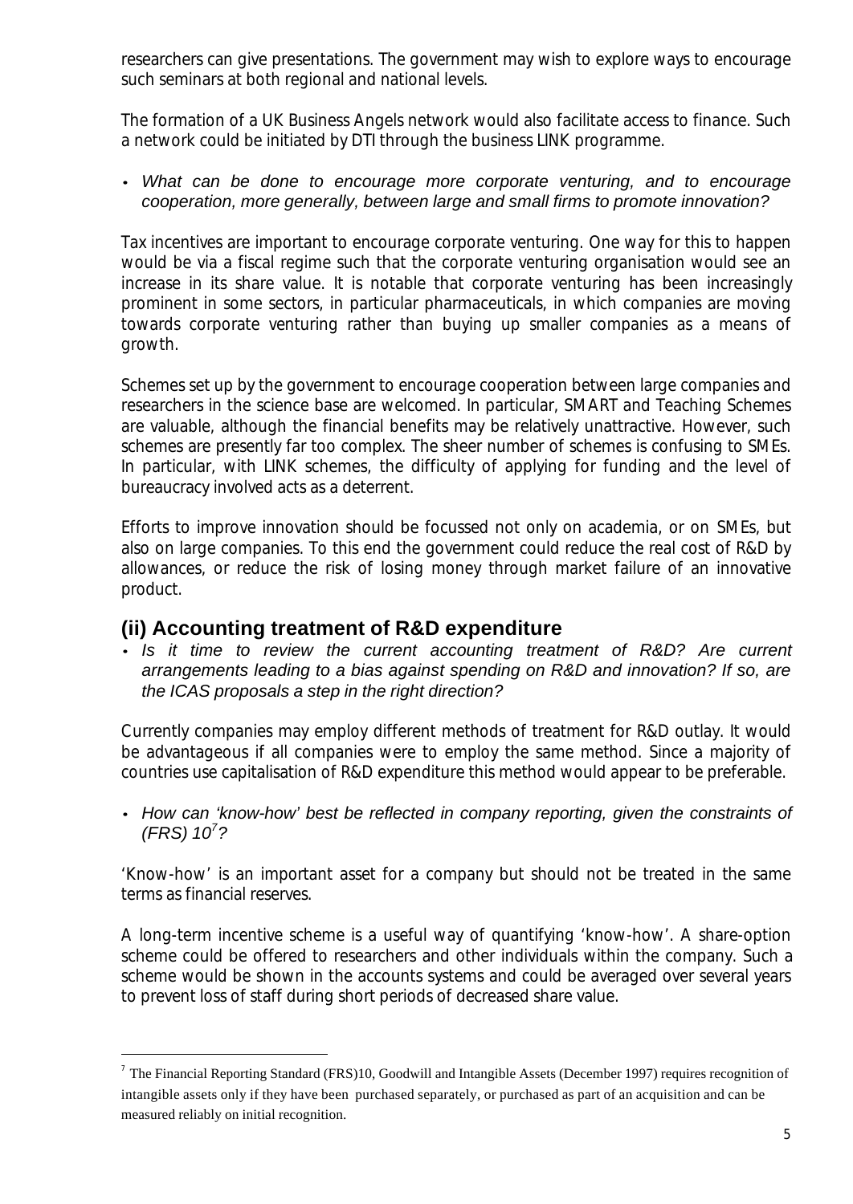researchers can give presentations. The government may wish to explore ways to encourage such seminars at both regional and national levels.

The formation of a UK Business Angels network would also facilitate access to finance. Such a network could be initiated by DTI through the business LINK programme.

- *What can be done to encourage more corporate venturing, and to encourage cooperation, more generally, between large and small firms to promote innovation?*

Tax incentives are important to encourage corporate venturing. One way for this to happen would be via a fiscal regime such that the corporate venturing organisation would see an increase in its share value. It is notable that corporate venturing has been increasingly prominent in some sectors, in particular pharmaceuticals, in which companies are moving towards corporate venturing rather than buying up smaller companies as a means of growth.

Schemes set up by the government to encourage cooperation between large companies and researchers in the science base are welcomed. In particular, SMART and Teaching Schemes are valuable, although the financial benefits may be relatively unattractive. However, such schemes are presently far too complex. The sheer number of schemes is confusing to SMEs. In particular, with LINK schemes, the difficulty of applying for funding and the level of bureaucracy involved acts as a deterrent.

Efforts to improve innovation should be focussed not only on academia, or on SMEs, but also on large companies. To this end the government could reduce the real cost of R&D by allowances, or reduce the risk of losing money through market failure of an innovative product.

## (ii) Accounting treatment of R&D expenditure

- *Is it time to review the current accounting treatment of R&D? Are current arrangements leading to a bias against spending on R&D and innovation? If so, are the ICAS proposals a step in the right direction?*

Currently companies may employ different methods of treatment for R&D outlay. It would be advantageous if all companies were to employ the same method. Since a majority of countries use capitalisation of R&D expenditure this method would appear to be preferable.

- *How can 'know-how' best be reflected in company reporting, given the constraints of (FRS) 10[7]?*

'Know-how' is an important asset for a company but should not be treated in the same terms as financial reserves.

A long-term incentive scheme is a useful way of quantifying 'know-how'. A share-option scheme could be offered to researchers and other individuals within the company. Such a scheme would be shown in the accounts systems and could be averaged over several years to prevent loss of staff during short periods of decreased share value.

---

[7] The Financial Reporting Standard (FRS)10, Goodwill and Intangible Assets (December 1997) requires recognition of intangible assets only if they have been purchased separately, or purchased as part of an acquisition and can be measured reliably on initial recognition.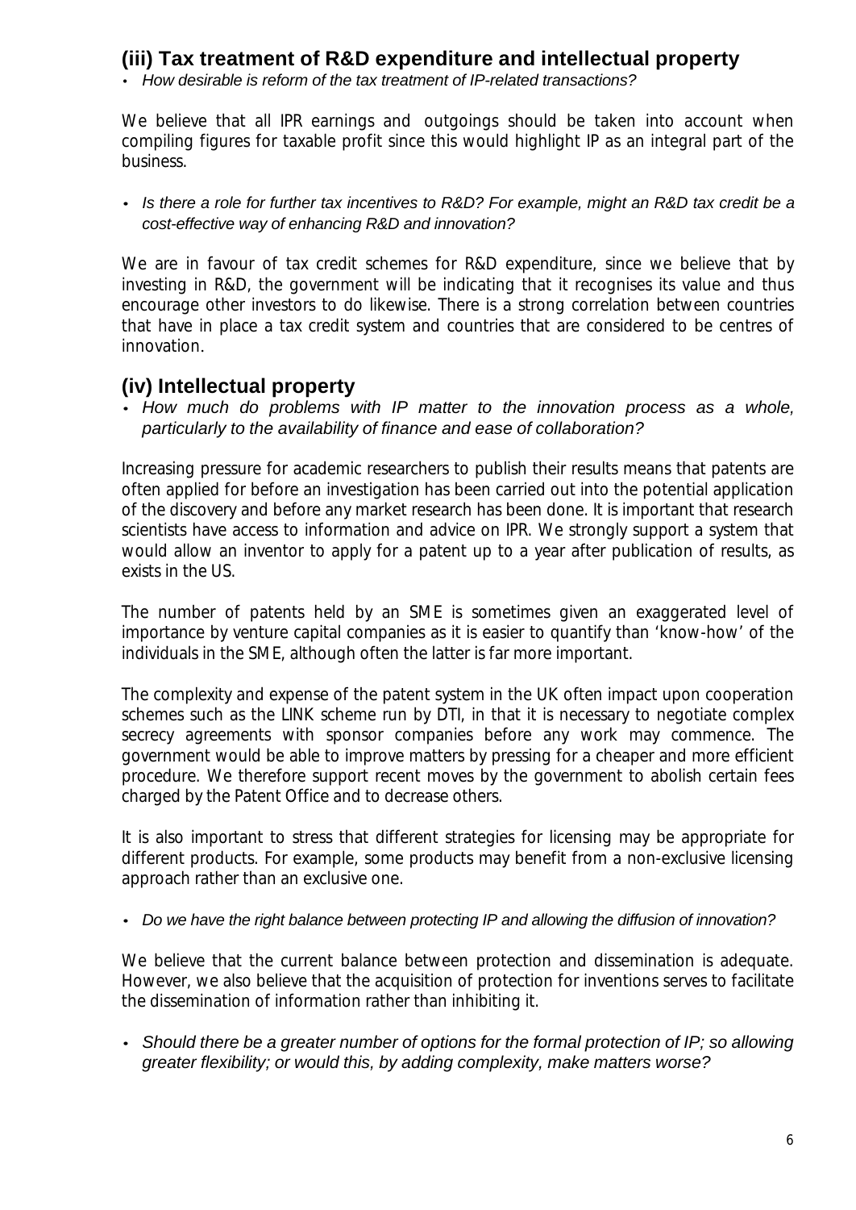## (iii) Tax treatment of R&D expenditure and intellectual property

- *How desirable is reform of the tax treatment of IP-related transactions?*

We believe that all IPR earnings and outgoings should be taken into account when compiling figures for taxable profit since this would highlight IP as an integral part of the business.

- *Is there a role for further tax incentives to R&D? For example, might an R&D tax credit be a cost-effective way of enhancing R&D and innovation?*

We are in favour of tax credit schemes for R&D expenditure, since we believe that by investing in R&D, the government will be indicating that it recognises its value and thus encourage other investors to do likewise. There is a strong correlation between countries that have in place a tax credit system and countries that are considered to be centres of innovation.

## (iv) Intellectual property

- *How much do problems with IP matter to the innovation process as a whole, particularly to the availability of finance and ease of collaboration?*

Increasing pressure for academic researchers to publish their results means that patents are often applied for before an investigation has been carried out into the potential application of the discovery and before any market research has been done. It is important that research scientists have access to information and advice on IPR. We strongly support a system that would allow an inventor to apply for a patent up to a year after publication of results, as exists in the US.

The number of patents held by an SME is sometimes given an exaggerated level of importance by venture capital companies as it is easier to quantify than 'know-how' of the individuals in the SME, although often the latter is far more important.

The complexity and expense of the patent system in the UK often impact upon cooperation schemes such as the LINK scheme run by DTI, in that it is necessary to negotiate complex secrecy agreements with sponsor companies before any work may commence. The government would be able to improve matters by pressing for a cheaper and more efficient procedure. We therefore support recent moves by the government to abolish certain fees charged by the Patent Office and to decrease others.

It is also important to stress that different strategies for licensing may be appropriate for different products. For example, some products may benefit from a non-exclusive licensing approach rather than an exclusive one.

- *Do we have the right balance between protecting IP and allowing the diffusion of innovation?*

We believe that the current balance between protection and dissemination is adequate. However, we also believe that the acquisition of protection for inventions serves to facilitate the dissemination of information rather than inhibiting it.

- *Should there be a greater number of options for the formal protection of IP; so allowing greater flexibility; or would this, by adding complexity, make matters worse?*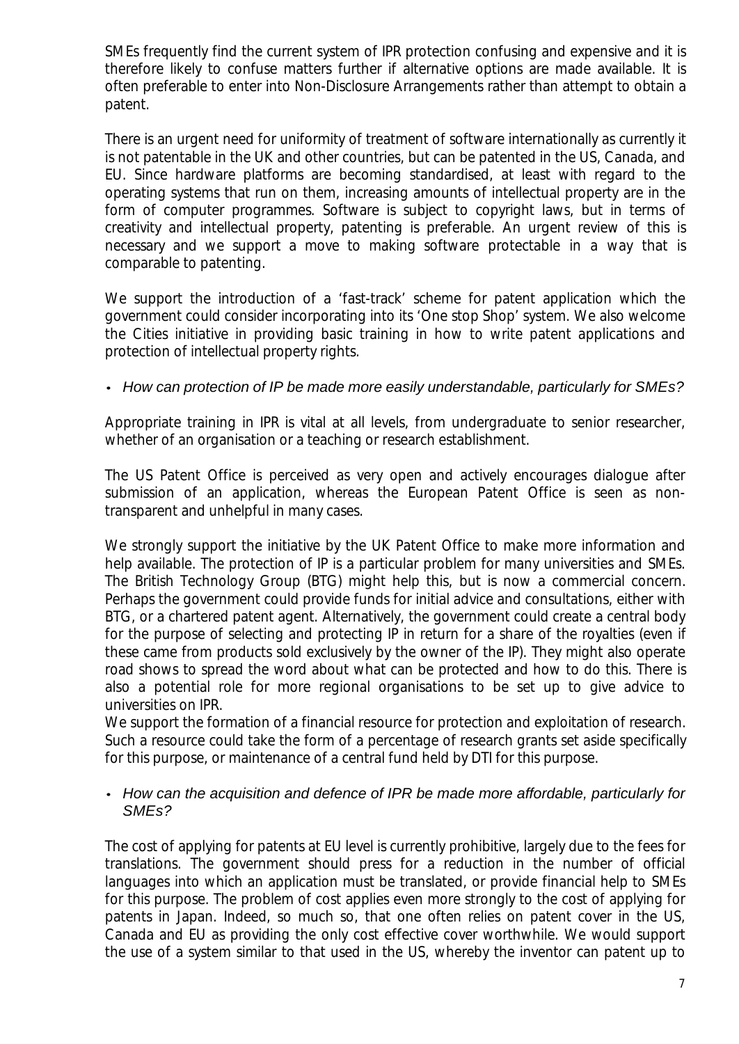SMEs frequently find the current system of IPR protection confusing and expensive and it is therefore likely to confuse matters further if alternative options are made available. It is often preferable to enter into Non-Disclosure Arrangements rather than attempt to obtain a patent.

There is an urgent need for uniformity of treatment of software internationally as currently it is not patentable in the UK and other countries, but can be patented in the US, Canada, and EU. Since hardware platforms are becoming standardised, at least with regard to the operating systems that run on them, increasing amounts of intellectual property are in the form of computer programmes. Software is subject to copyright laws, but in terms of creativity and intellectual property, patenting is preferable. An urgent review of this is necessary and we support a move to making software protectable in a way that is comparable to patenting.

We support the introduction of a 'fast-track' scheme for patent application which the government could consider incorporating into its 'One stop Shop' system. We also welcome the Cities initiative in providing basic training in how to write patent applications and protection of intellectual property rights.

- *How can protection of IP be made more easily understandable, particularly for SMEs?*

Appropriate training in IPR is vital at all levels, from undergraduate to senior researcher, whether of an organisation or a teaching or research establishment.

The US Patent Office is perceived as very open and actively encourages dialogue after submission of an application, whereas the European Patent Office is seen as non-transparent and unhelpful in many cases.

We strongly support the initiative by the UK Patent Office to make more information and help available. The protection of IP is a particular problem for many universities and SMEs. The British Technology Group (BTG) might help this, but is now a commercial concern. Perhaps the government could provide funds for initial advice and consultations, either with BTG, or a chartered patent agent. Alternatively, the government could create a central body for the purpose of selecting and protecting IP in return for a share of the royalties (even if these came from products sold exclusively by the owner of the IP). They might also operate road shows to spread the word about what can be protected and how to do this. There is also a potential role for more regional organisations to be set up to give advice to universities on IPR.
We support the formation of a financial resource for protection and exploitation of research. Such a resource could take the form of a percentage of research grants set aside specifically for this purpose, or maintenance of a central fund held by DTI for this purpose.

- *How can the acquisition and defence of IPR be made more affordable, particularly for SMEs?*

The cost of applying for patents at EU level is currently prohibitive, largely due to the fees for translations. The government should press for a reduction in the number of official languages into which an application must be translated, or provide financial help to SMEs for this purpose. The problem of cost applies even more strongly to the cost of applying for patents in Japan. Indeed, so much so, that one often relies on patent cover in the US, Canada and EU as providing the only cost effective cover worthwhile. We would support the use of a system similar to that used in the US, whereby the inventor can patent up to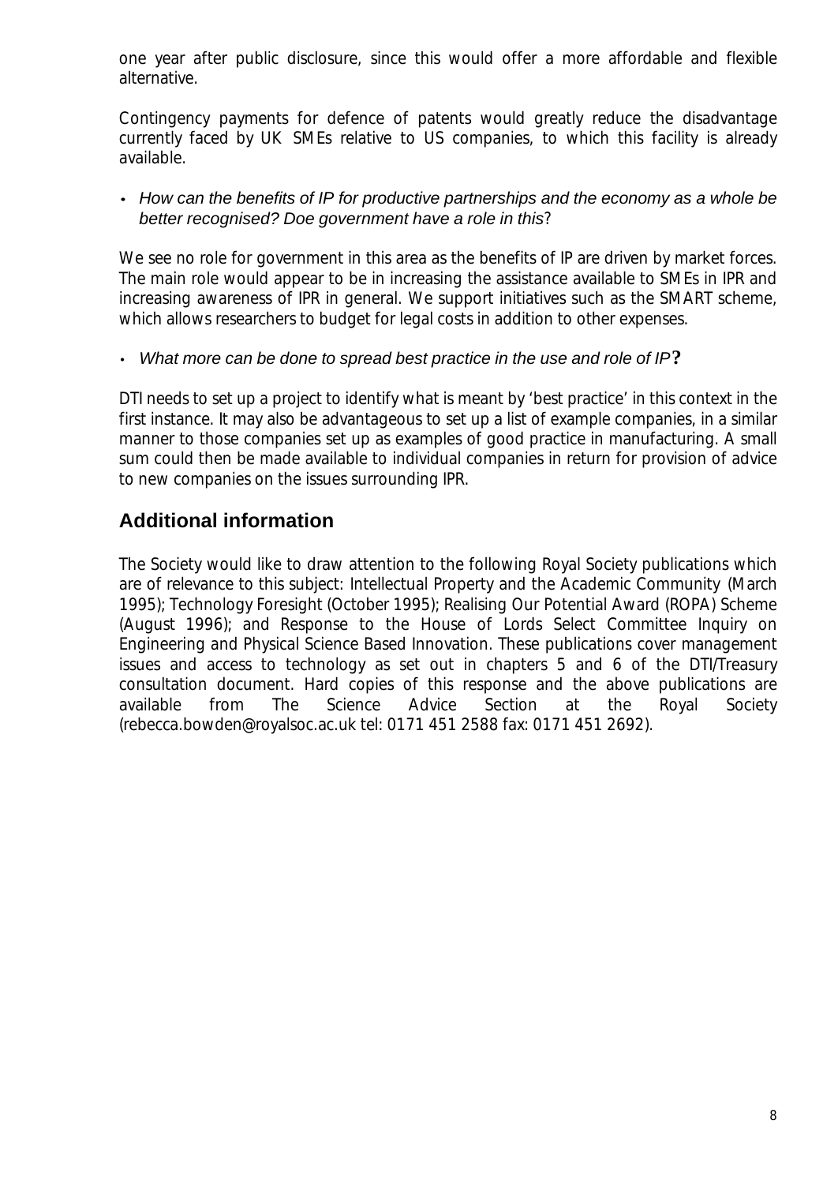one year after public disclosure, since this would offer a more affordable and flexible alternative.

Contingency payments for defence of patents would greatly reduce the disadvantage currently faced by UK SMEs relative to US companies, to which this facility is already available.

- *How can the benefits of IP for productive partnerships and the economy as a whole be better recognised? Doe government have a role in this*?

We see no role for government in this area as the benefits of IP are driven by market forces. The main role would appear to be in increasing the assistance available to SMEs in IPR and increasing awareness of IPR in general. We support initiatives such as the SMART scheme, which allows researchers to budget for legal costs in addition to other expenses.

- *What more can be done to spread best practice in the use and role of IP*?

DTI needs to set up a project to identify what is meant by 'best practice' in this context in the first instance. It may also be advantageous to set up a list of example companies, in a similar manner to those companies set up as examples of good practice in manufacturing. A small sum could then be made available to individual companies in return for provision of advice to new companies on the issues surrounding IPR.

## Additional information

The Society would like to draw attention to the following Royal Society publications which are of relevance to this subject: Intellectual Property and the Academic Community (March 1995); Technology Foresight (October 1995); Realising Our Potential Award (ROPA) Scheme (August 1996); and Response to the House of Lords Select Committee Inquiry on Engineering and Physical Science Based Innovation. These publications cover management issues and access to technology as set out in chapters 5 and 6 of the DTI/Treasury consultation document. Hard copies of this response and the above publications are available from The Science Advice Section at the Royal Society (rebecca.bowden@royalsoc.ac.uk tel: 0171 451 2588 fax: 0171 451 2692).